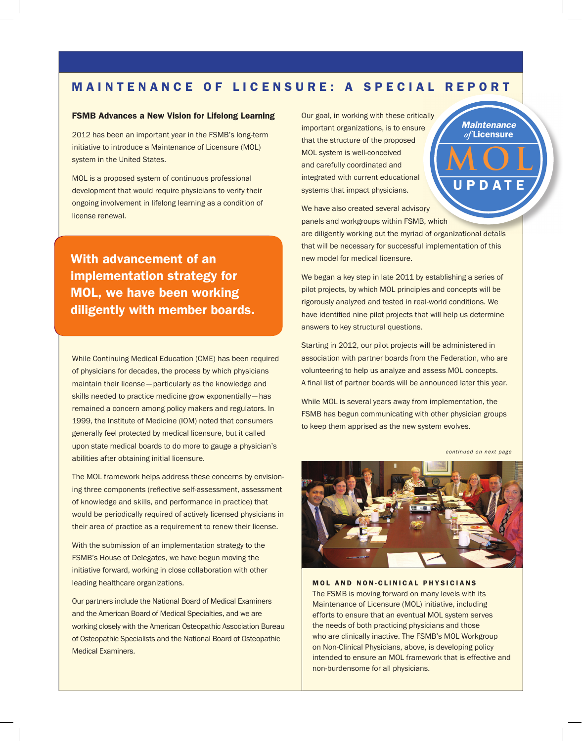# MAINTENANCE OF LICENSURE: A SPECIAL REPORT

## FSMB Advances a New Vision for Lifelong Learning

2012 has been an important year in the FSMB's long-term initiative to introduce a Maintenance of Licensure (MOL) system in the United States.

MOL is a proposed system of continuous professional development that would require physicians to verify their ongoing involvement in lifelong learning as a condition of license renewal.

**With advancement of an implementation strategy for MOL, we have been working diligently with member boards.**

While Continuing Medical Education (CME) has been required of physicians for decades, the process by which physicians maintain their license — particularly as the knowledge and skills needed to practice medicine grow exponentially — has remained a concern among policy makers and regulators. In 1999, the Institute of Medicine (IOM) noted that consumers generally feel protected by medical licensure, but it called upon state medical boards to do more to gauge a physician's abilities after obtaining initial licensure.

The MOL framework helps address these concerns by envisioning three components (reflective self-assessment, assessment of knowledge and skills, and performance in practice) that would be periodically required of actively licensed physicians in their area of practice as a requirement to renew their license.

With the submission of an implementation strategy to the FSMB's House of Delegates, we have begun moving the initiative forward, working in close collaboration with other leading healthcare organizations.

Our partners include the National Board of Medical Examiners and the American Board of Medical Specialties, and we are working closely with the American Osteopathic Association Bureau of Osteopathic Specialists and the National Board of Osteopathic Medical Examiners.

Our goal, in working with these critically important organizations, is to ensure that the structure of the proposed MOL system is well-conceived and carefully coordinated and integrated with current educational systems that impact physicians.

We have also created several advisory panels and workgroups within FSMB, which are diligently working out the myriad of organizational details that will be necessary for successful implementation of this new model for medical licensure.

We began a key step in late 2011 by establishing a series of pilot projects, by which MOL principles and concepts will be rigorously analyzed and tested in real-world conditions. We have identified nine pilot projects that will help us determine answers to key structural questions.

Starting in 2012, our pilot projects will be administered in association with partner boards from the Federation, who are volunteering to help us analyze and assess MOL concepts. A final list of partner boards will be announced later this year.

While MOL is several years away from implementation, the FSMB has begun communicating with other physician groups to keep them apprised as the new system evolves.

*continued on next page*

**MOL AND NON-CLINICAL PHYSICIANS**
The FSMB is moving forward on many levels with its Maintenance of Licensure (MOL) initiative, including efforts to ensure that an eventual MOL system serves the needs of both practicing physicians and those who are clinically inactive. The FSMB's MOL Workgroup on Non-Clinical Physicians, above, is developing policy intended to ensure an MOL framework that is effective and non-burdensome for all physicians.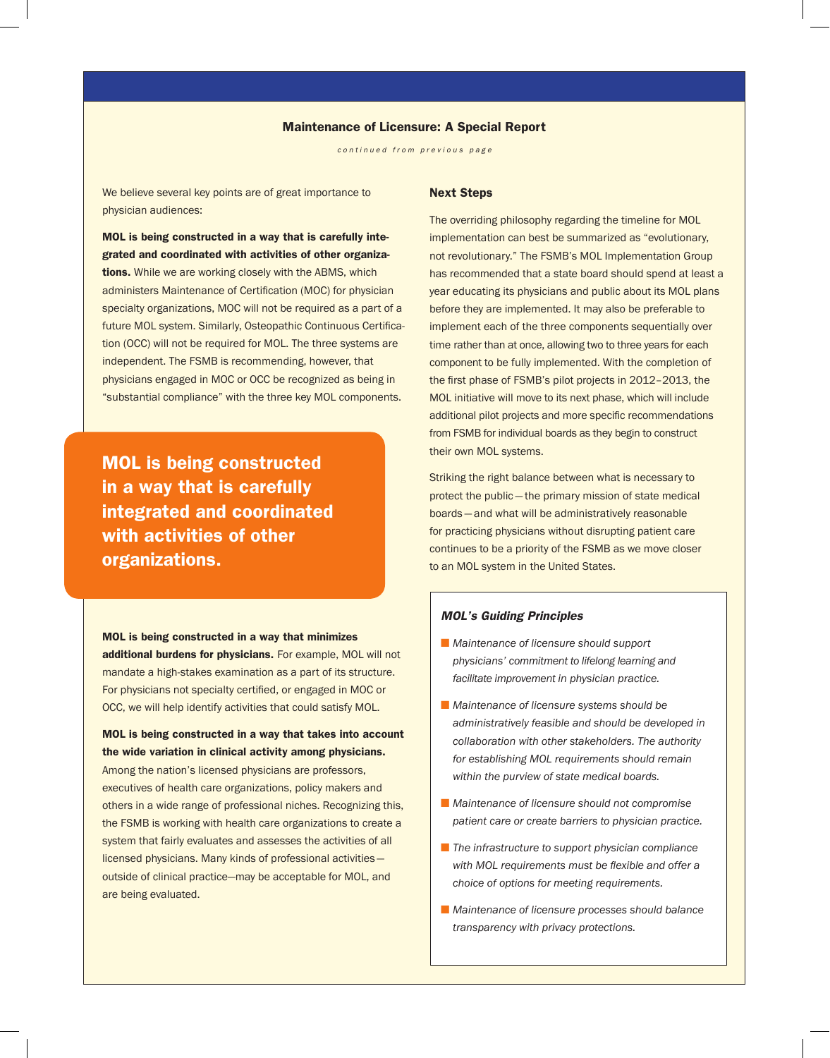## Maintenance of Licensure: A Special Report

*continued from previous page*

We believe several key points are of great importance to physician audiences:

**MOL is being constructed in a way that is carefully integrated and coordinated with activities of other organizations.** While we are working closely with the ABMS, which administers Maintenance of Certification (MOC) for physician specialty organizations, MOC will not be required as a part of a future MOL system. Similarly, Osteopathic Continuous Certification (OCC) will not be required for MOL. The three systems are independent. The FSMB is recommending, however, that physicians engaged in MOC or OCC be recognized as being in "substantial compliance" with the three key MOL components.

**MOL is being constructed in a way that is carefully integrated and coordinated with activities of other organizations.**

**MOL is being constructed in a way that minimizes additional burdens for physicians.** For example, MOL will not mandate a high-stakes examination as a part of its structure. For physicians not specialty certified, or engaged in MOC or OCC, we will help identify activities that could satisfy MOL.

**MOL is being constructed in a way that takes into account the wide variation in clinical activity among physicians.** Among the nation's licensed physicians are professors, executives of health care organizations, policy makers and others in a wide range of professional niches. Recognizing this, the FSMB is working with health care organizations to create a system that fairly evaluates and assesses the activities of all licensed physicians. Many kinds of professional activities—outside of clinical practice—may be acceptable for MOL, and are being evaluated.

### Next Steps

The overriding philosophy regarding the timeline for MOL implementation can best be summarized as "evolutionary, not revolutionary." The FSMB's MOL Implementation Group has recommended that a state board should spend at least a year educating its physicians and public about its MOL plans before they are implemented. It may also be preferable to implement each of the three components sequentially over time rather than at once, allowing two to three years for each component to be fully implemented. With the completion of the first phase of FSMB's pilot projects in 2012–2013, the MOL initiative will move to its next phase, which will include additional pilot projects and more specific recommendations from FSMB for individual boards as they begin to construct their own MOL systems.

Striking the right balance between what is necessary to protect the public—the primary mission of state medical boards—and what will be administratively reasonable for practicing physicians without disrupting patient care continues to be a priority of the FSMB as we move closer to an MOL system in the United States.

### *MOL's Guiding Principles*

- *Maintenance of licensure should support physicians' commitment to lifelong learning and facilitate improvement in physician practice.*
- *Maintenance of licensure systems should be administratively feasible and should be developed in collaboration with other stakeholders. The authority for establishing MOL requirements should remain within the purview of state medical boards.*
- *Maintenance of licensure should not compromise patient care or create barriers to physician practice.*
- *The infrastructure to support physician compliance with MOL requirements must be flexible and offer a choice of options for meeting requirements.*
- *Maintenance of licensure processes should balance transparency with privacy protections.*